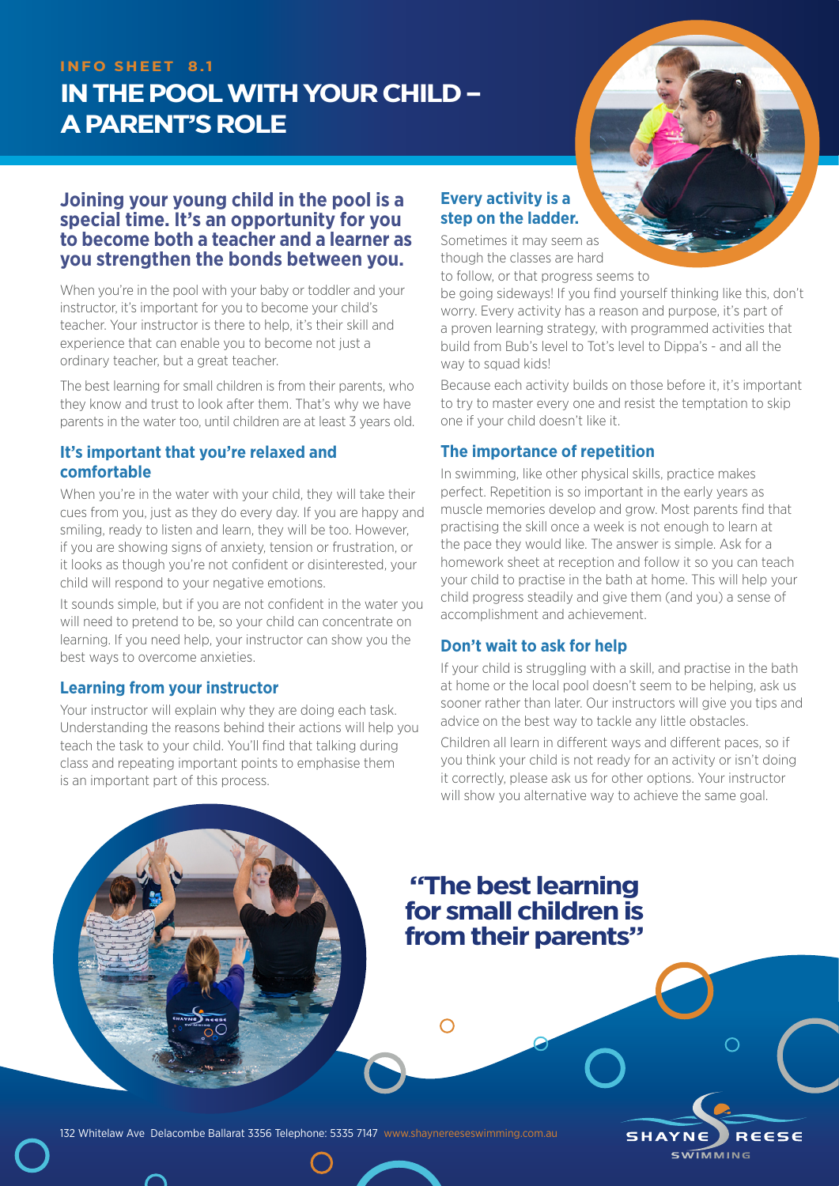INFO SHEET 8.1

# IN THE POOL WITH YOUR CHILD – A PARENT'S ROLE

**Joining your young child in the pool is a special time. It's an opportunity for you to become both a teacher and a learner as you strengthen the bonds between you.**

When you're in the pool with your baby or toddler and your instructor, it's important for you to become your child's teacher. Your instructor is there to help, it's their skill and experience that can enable you to become not just a ordinary teacher, but a great teacher.

The best learning for small children is from their parents, who they know and trust to look after them. That's why we have parents in the water too, until children are at least 3 years old.

## It's important that you're relaxed and comfortable

When you're in the water with your child, they will take their cues from you, just as they do every day. If you are happy and smiling, ready to listen and learn, they will be too. However, if you are showing signs of anxiety, tension or frustration, or it looks as though you're not confident or disinterested, your child will respond to your negative emotions.

It sounds simple, but if you are not confident in the water you will need to pretend to be, so your child can concentrate on learning. If you need help, your instructor can show you the best ways to overcome anxieties.

## Learning from your instructor

Your instructor will explain why they are doing each task. Understanding the reasons behind their actions will help you teach the task to your child. You'll find that talking during class and repeating important points to emphasise them is an important part of this process.

## Every activity is a step on the ladder.

Sometimes it may seem as though the classes are hard to follow, or that progress seems to be going sideways! If you find yourself thinking like this, don't worry. Every activity has a reason and purpose, it's part of a proven learning strategy, with programmed activities that build from Bub's level to Tot's level to Dippa's - and all the way to squad kids!

Because each activity builds on those before it, it's important to try to master every one and resist the temptation to skip one if your child doesn't like it.

## The importance of repetition

In swimming, like other physical skills, practice makes perfect. Repetition is so important in the early years as muscle memories develop and grow. Most parents find that practising the skill once a week is not enough to learn at the pace they would like. The answer is simple. Ask for a homework sheet at reception and follow it so you can teach your child to practise in the bath at home. This will help your child progress steadily and give them (and you) a sense of accomplishment and achievement.

## Don't wait to ask for help

If your child is struggling with a skill, and practise in the bath at home or the local pool doesn't seem to be helping, ask us sooner rather than later. Our instructors will give you tips and advice on the best way to tackle any little obstacles.

Children all learn in different ways and different paces, so if you think your child is not ready for an activity or isn't doing it correctly, please ask us for other options. Your instructor will show you alternative way to achieve the same goal.

**"The best learning for small children is from their parents"**

132 Whitelaw Ave Delacombe Ballarat 3356 Telephone: 5335 7147 www.shaynereeseswimming.com.au

SHAYNE REESE SWIMMING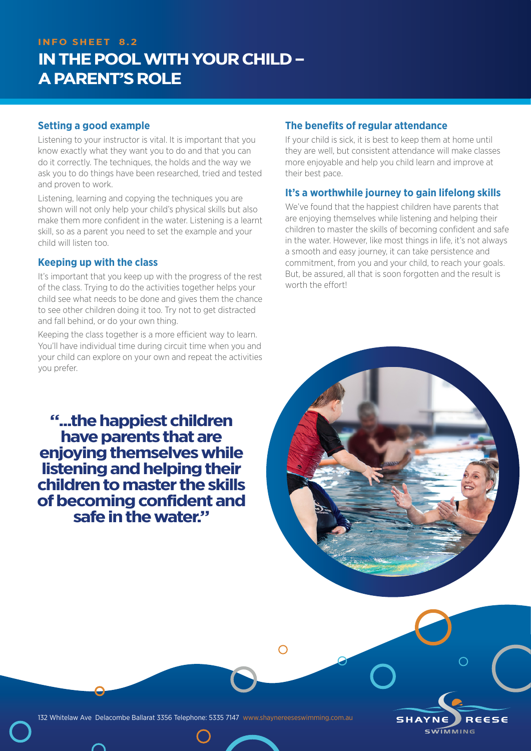INFO SHEET 8.2

# IN THE POOL WITH YOUR CHILD – A PARENT'S ROLE

## Setting a good example

Listening to your instructor is vital. It is important that you know exactly what they want you to do and that you can do it correctly. The techniques, the holds and the way we ask you to do things have been researched, tried and tested and proven to work.

Listening, learning and copying the techniques you are shown will not only help your child's physical skills but also make them more confident in the water. Listening is a learnt skill, so as a parent you need to set the example and your child will listen too.

## Keeping up with the class

It's important that you keep up with the progress of the rest of the class. Trying to do the activities together helps your child see what needs to be done and gives them the chance to see other children doing it too. Try not to get distracted and fall behind, or do your own thing.

Keeping the class together is a more efficient way to learn. You'll have individual time during circuit time when you and your child can explore on your own and repeat the activities you prefer.

## The benefits of regular attendance

If your child is sick, it is best to keep them at home until they are well, but consistent attendance will make classes more enjoyable and help you child learn and improve at their best pace.

## It's a worthwhile journey to gain lifelong skills

We've found that the happiest children have parents that are enjoying themselves while listening and helping their children to master the skills of becoming confident and safe in the water. However, like most things in life, it's not always a smooth and easy journey, it can take persistence and commitment, from you and your child, to reach your goals. But, be assured, all that is soon forgotten and the result is worth the effort!

> **"...the happiest children have parents that are enjoying themselves while listening and helping their children to master the skills of becoming confident and safe in the water."**

132 Whitelaw Ave Delacombe Ballarat 3356 Telephone: 5335 7147 www.shaynereeseswimming.com.au

SHAYNE REESE SWIMMING